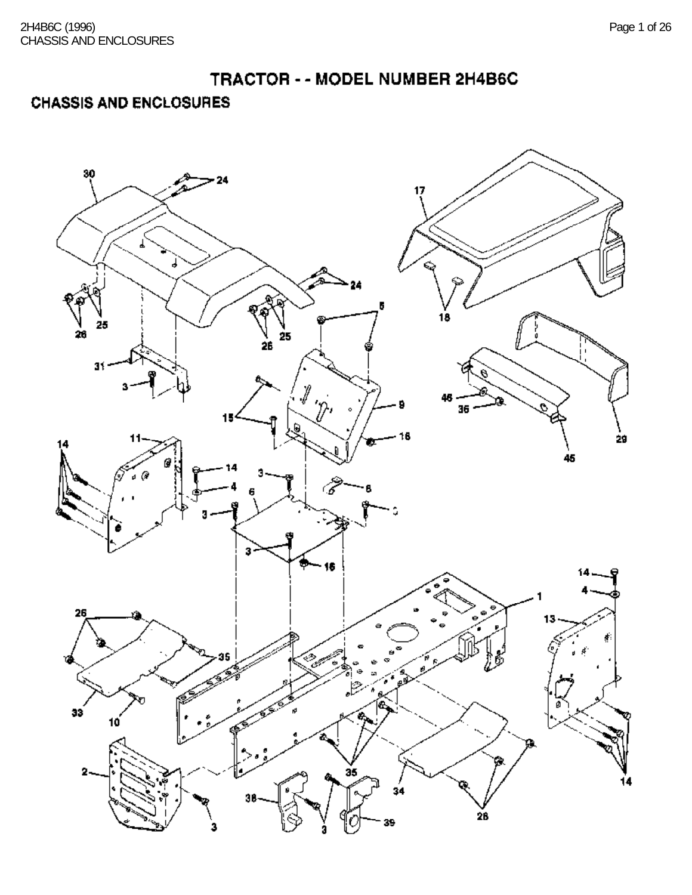# TRACTOR - - MODEL NUMBER 2H4B6C

## CHASSIS AND ENCLOSURES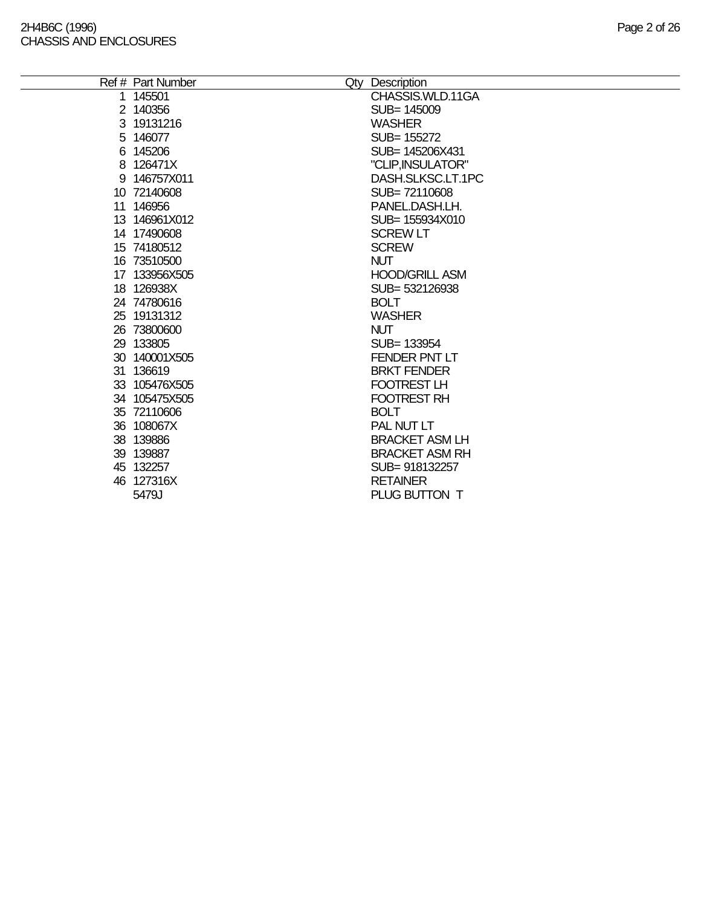| Ref # | Part Number | Qty | Description |
|---|---|---|---|
| 1 | 145501 | | CHASSIS.WLD.11GA |
| 2 | 140356 | | SUB= 145009 |
| 3 | 19131216 | | WASHER |
| 5 | 146077 | | SUB= 155272 |
| 6 | 145206 | | SUB= 145206X431 |
| 8 | 126471X | | "CLIP,INSULATOR" |
| 9 | 146757X011 | | DASH.SLKSC.LT.1PC |
| 10 | 72140608 | | SUB= 72110608 |
| 11 | 146956 | | PANEL.DASH.LH. |
| 13 | 146961X012 | | SUB= 155934X010 |
| 14 | 17490608 | | SCREW LT |
| 15 | 74180512 | | SCREW |
| 16 | 73510500 | | NUT |
| 17 | 133956X505 | | HOOD/GRILL ASM |
| 18 | 126938X | | SUB= 532126938 |
| 24 | 74780616 | | BOLT |
| 25 | 19131312 | | WASHER |
| 26 | 73800600 | | NUT |
| 29 | 133805 | | SUB= 133954 |
| 30 | 140001X505 | | FENDER PNT LT |
| 31 | 136619 | | BRKT FENDER |
| 33 | 105476X505 | | FOOTREST LH |
| 34 | 105475X505 | | FOOTREST RH |
| 35 | 72110606 | | BOLT |
| 36 | 108067X | | PAL NUT LT |
| 38 | 139886 | | BRACKET ASM LH |
| 39 | 139887 | | BRACKET ASM RH |
| 45 | 132257 | | SUB= 918132257 |
| 46 | 127316X | | RETAINER |
| | 5479J | | PLUG BUTTON T |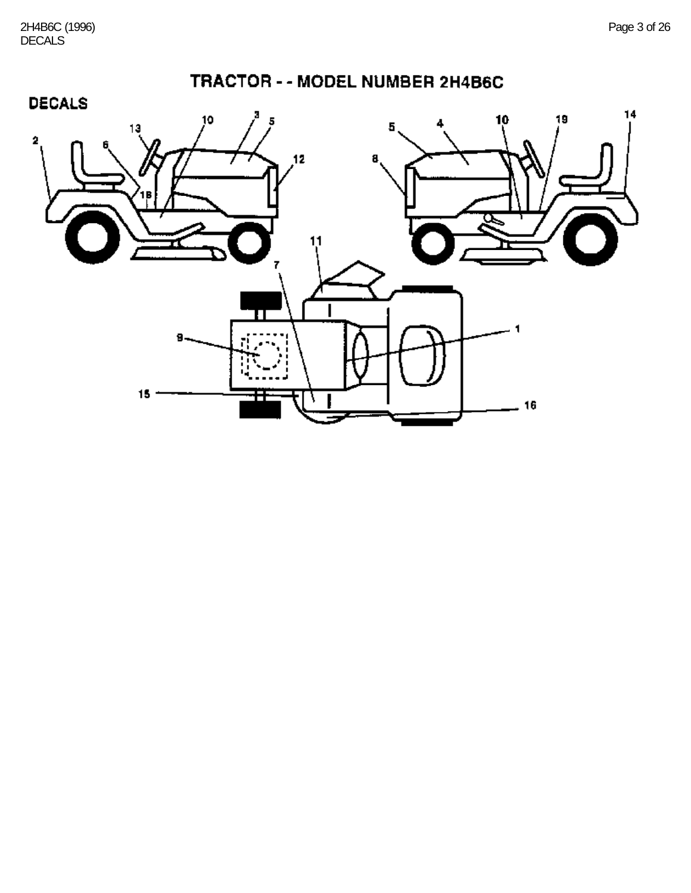# TRACTOR - - MODEL NUMBER 2H4B6C

## DECALS

2 13 6 18 10 3 5 12

5 4 10 19 14 8

11 7 9 1 15 16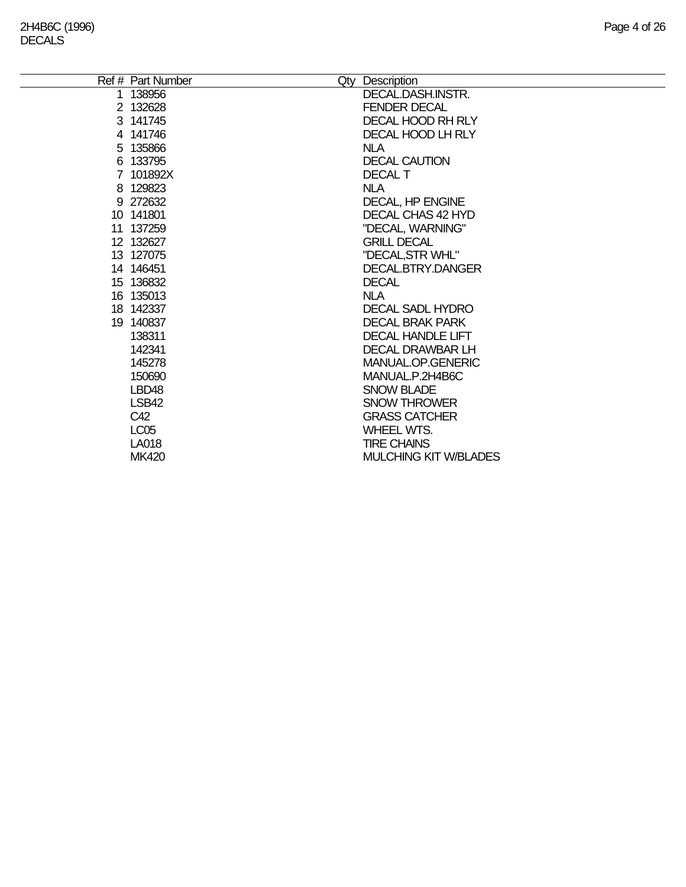2H4B6C (1996)
DECALS

| Ref # | Part Number | Qty | Description |
|---|---|---|---|
| 1 | 138956 | | DECAL.DASH.INSTR. |
| 2 | 132628 | | FENDER DECAL |
| 3 | 141745 | | DECAL HOOD RH RLY |
| 4 | 141746 | | DECAL HOOD LH RLY |
| 5 | 135866 | | NLA |
| 6 | 133795 | | DECAL CAUTION |
| 7 | 101892X | | DECAL T |
| 8 | 129823 | | NLA |
| 9 | 272632 | | DECAL, HP ENGINE |
| 10 | 141801 | | DECAL CHAS 42 HYD |
| 11 | 137259 | | "DECAL, WARNING" |
| 12 | 132627 | | GRILL DECAL |
| 13 | 127075 | | "DECAL,STR WHL" |
| 14 | 146451 | | DECAL.BTRY.DANGER |
| 15 | 136832 | | DECAL |
| 16 | 135013 | | NLA |
| 18 | 142337 | | DECAL SADL HYDRO |
| 19 | 140837 | | DECAL BRAK PARK |
| | 138311 | | DECAL HANDLE LIFT |
| | 142341 | | DECAL DRAWBAR LH |
| | 145278 | | MANUAL.OP.GENERIC |
| | 150690 | | MANUAL.P.2H4B6C |
| | LBD48 | | SNOW BLADE |
| | LSB42 | | SNOW THROWER |
| | C42 | | GRASS CATCHER |
| | LC05 | | WHEEL WTS. |
| | LA018 | | TIRE CHAINS |
| | MK420 | | MULCHING KIT W/BLADES |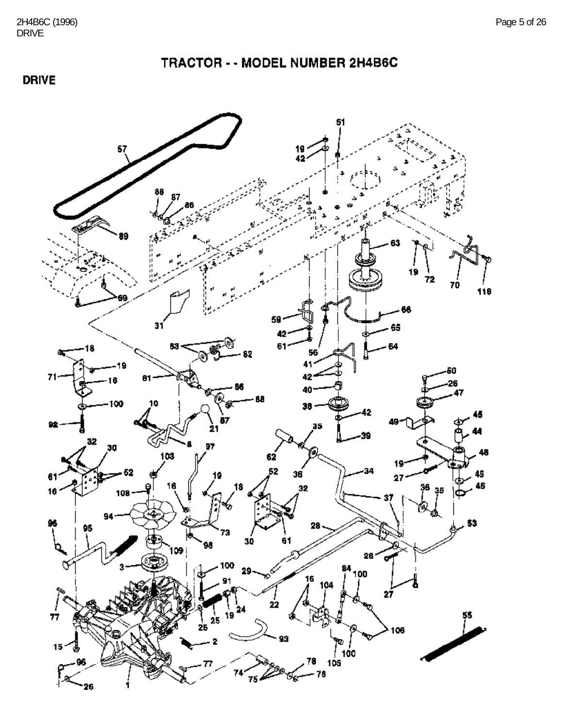# TRACTOR - - MODEL NUMBER 2H4B6C

## DRIVE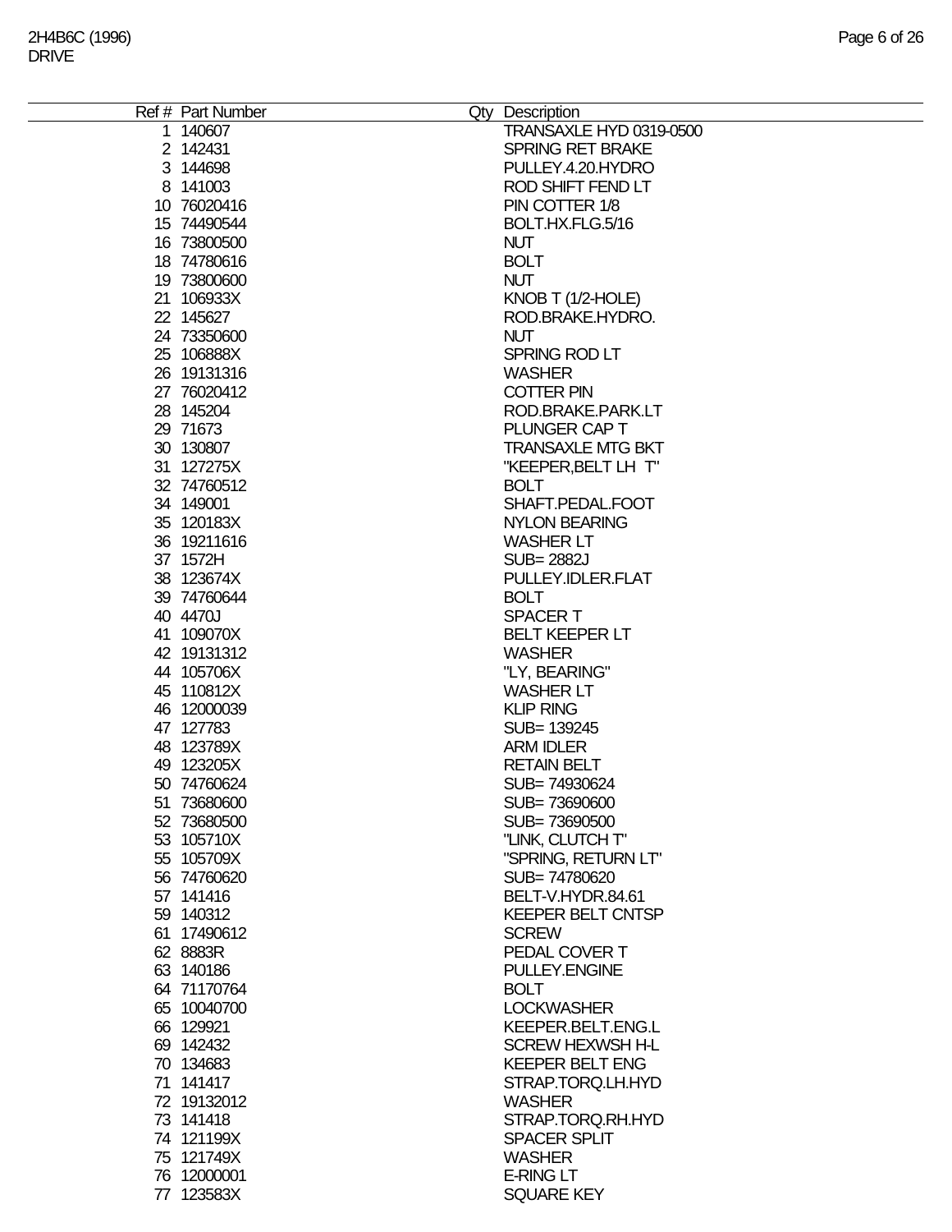2H4B6C (1996)
DRIVE

| Ref # | Part Number | Qty | Description |
|---|---|---|---|
| 1 | 140607 | | TRANSAXLE HYD 0319-0500 |
| 2 | 142431 | | SPRING RET BRAKE |
| 3 | 144698 | | PULLEY.4.20.HYDRO |
| 8 | 141003 | | ROD SHIFT FEND LT |
| 10 | 76020416 | | PIN COTTER 1/8 |
| 15 | 74490544 | | BOLT.HX.FLG.5/16 |
| 16 | 73800500 | | NUT |
| 18 | 74780616 | | BOLT |
| 19 | 73800600 | | NUT |
| 21 | 106933X | | KNOB T (1/2-HOLE) |
| 22 | 145627 | | ROD.BRAKE.HYDRO. |
| 24 | 73350600 | | NUT |
| 25 | 106888X | | SPRING ROD LT |
| 26 | 19131316 | | WASHER |
| 27 | 76020412 | | COTTER PIN |
| 28 | 145204 | | ROD.BRAKE.PARK.LT |
| 29 | 71673 | | PLUNGER CAP T |
| 30 | 130807 | | TRANSAXLE MTG BKT |
| 31 | 127275X | | "KEEPER,BELT LH T" |
| 32 | 74760512 | | BOLT |
| 34 | 149001 | | SHAFT.PEDAL.FOOT |
| 35 | 120183X | | NYLON BEARING |
| 36 | 19211616 | | WASHER LT |
| 37 | 1572H | | SUB= 2882J |
| 38 | 123674X | | PULLEY.IDLER.FLAT |
| 39 | 74760644 | | BOLT |
| 40 | 4470J | | SPACER T |
| 41 | 109070X | | BELT KEEPER LT |
| 42 | 19131312 | | WASHER |
| 44 | 105706X | | "LY, BEARING" |
| 45 | 110812X | | WASHER LT |
| 46 | 12000039 | | KLIP RING |
| 47 | 127783 | | SUB= 139245 |
| 48 | 123789X | | ARM IDLER |
| 49 | 123205X | | RETAIN BELT |
| 50 | 74760624 | | SUB= 74930624 |
| 51 | 73680600 | | SUB= 73690600 |
| 52 | 73680500 | | SUB= 73690500 |
| 53 | 105710X | | "LINK, CLUTCH T" |
| 55 | 105709X | | "SPRING, RETURN LT" |
| 56 | 74760620 | | SUB= 74780620 |
| 57 | 141416 | | BELT-V.HYDR.84.61 |
| 59 | 140312 | | KEEPER BELT CNTSP |
| 61 | 17490612 | | SCREW |
| 62 | 8883R | | PEDAL COVER T |
| 63 | 140186 | | PULLEY.ENGINE |
| 64 | 71170764 | | BOLT |
| 65 | 10040700 | | LOCKWASHER |
| 66 | 129921 | | KEEPER.BELT.ENG.L |
| 69 | 142432 | | SCREW HEXWSH H-L |
| 70 | 134683 | | KEEPER BELT ENG |
| 71 | 141417 | | STRAP.TORQ.LH.HYD |
| 72 | 19132012 | | WASHER |
| 73 | 141418 | | STRAP.TORQ.RH.HYD |
| 74 | 121199X | | SPACER SPLIT |
| 75 | 121749X | | WASHER |
| 76 | 12000001 | | E-RING LT |
| 77 | 123583X | | SQUARE KEY |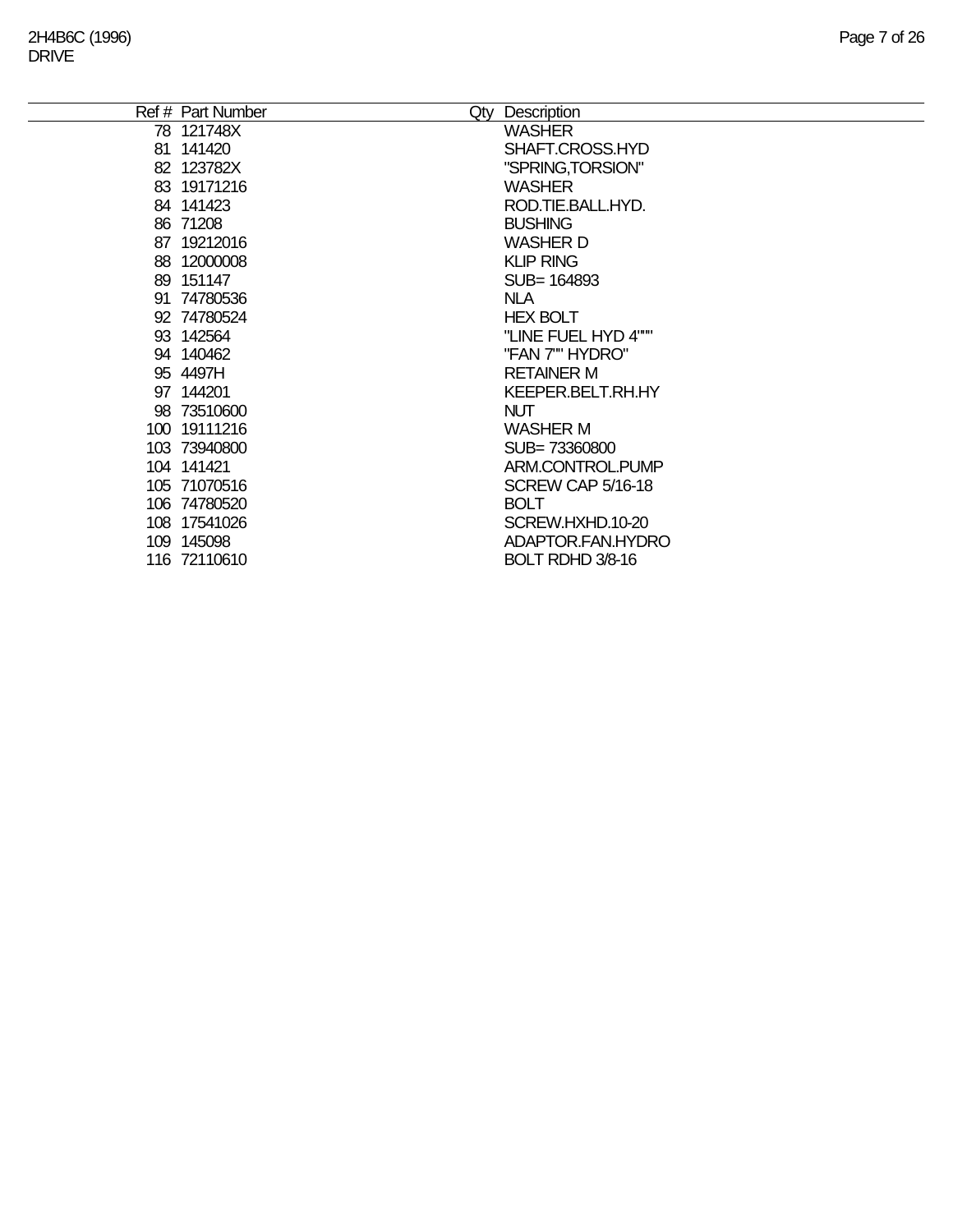| Ref # | Part Number | Qty | Description |
|---|---|---|---|
| 78 | 121748X | | WASHER |
| 81 | 141420 | | SHAFT.CROSS.HYD |
| 82 | 123782X | | "SPRING,TORSION" |
| 83 | 19171216 | | WASHER |
| 84 | 141423 | | ROD.TIE.BALL.HYD. |
| 86 | 71208 | | BUSHING |
| 87 | 19212016 | | WASHER D |
| 88 | 12000008 | | KLIP RING |
| 89 | 151147 | | SUB= 164893 |
| 91 | 74780536 | | NLA |
| 92 | 74780524 | | HEX BOLT |
| 93 | 142564 | | "LINE FUEL HYD 4""" |
| 94 | 140462 | | "FAN 7"" HYDRO" |
| 95 | 4497H | | RETAINER M |
| 97 | 144201 | | KEEPER.BELT.RH.HY |
| 98 | 73510600 | | NUT |
| 100 | 19111216 | | WASHER M |
| 103 | 73940800 | | SUB= 73360800 |
| 104 | 141421 | | ARM.CONTROL.PUMP |
| 105 | 71070516 | | SCREW CAP 5/16-18 |
| 106 | 74780520 | | BOLT |
| 108 | 17541026 | | SCREW.HXHD.10-20 |
| 109 | 145098 | | ADAPTOR.FAN.HYDRO |
| 116 | 72110610 | | BOLT RDHD 3/8-16 |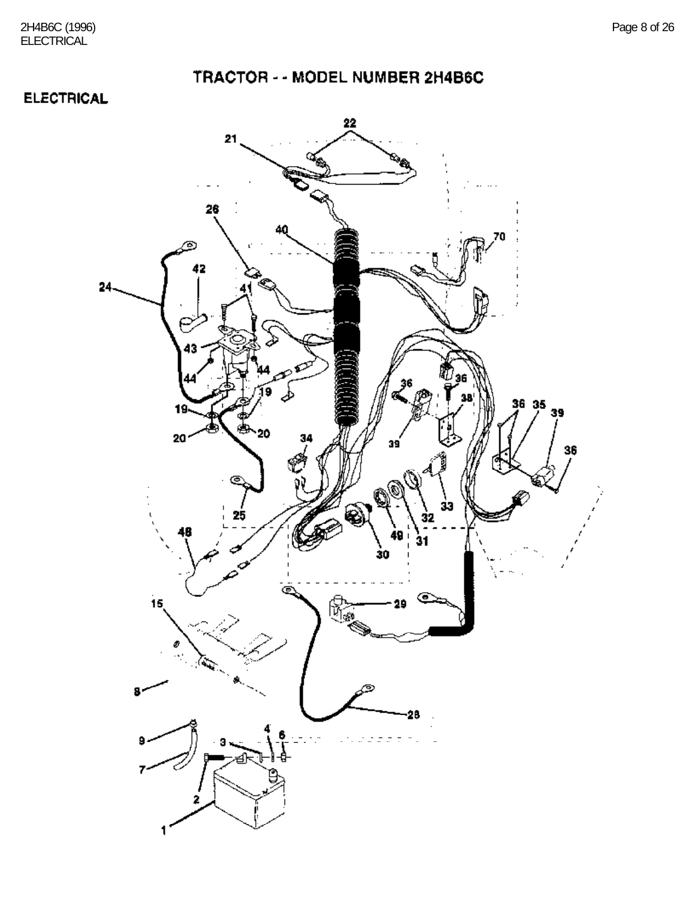# TRACTOR - - MODEL NUMBER 2H4B6C

## ELECTRICAL

22

21

26

40

70

42

24

41

43

44

44

36

36

38

36 35 39

19

19

20

20

34

39

36

33

32

25

48

49

31

30

29

15

8

28

9

4 6

3

7

2

1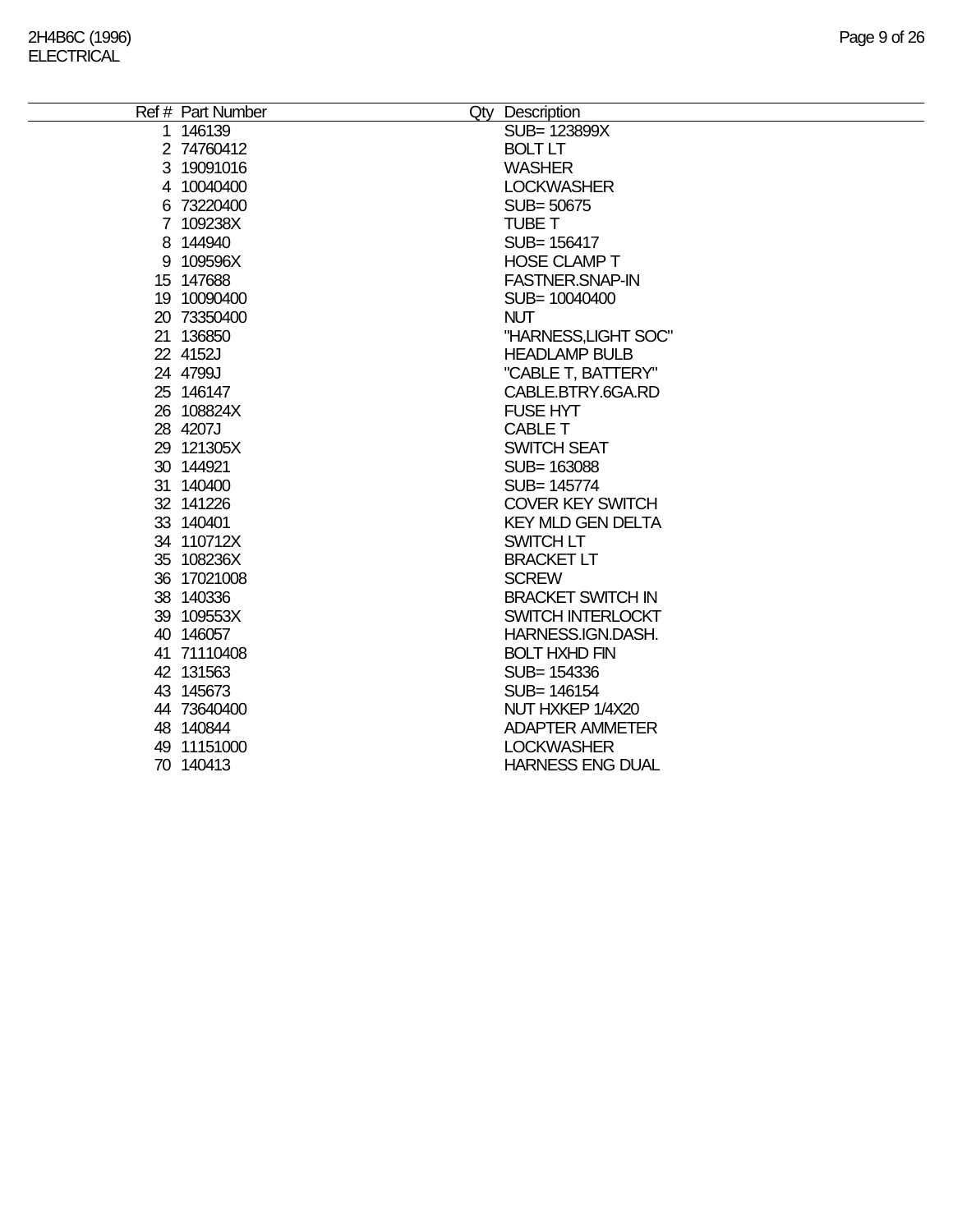# 2H4B6C (1996)
## ELECTRICAL

| Ref # | Part Number | Qty | Description |
|---|---|---|---|
| 1 | 146139 | | SUB= 123899X |
| 2 | 74760412 | | BOLT LT |
| 3 | 19091016 | | WASHER |
| 4 | 10040400 | | LOCKWASHER |
| 6 | 73220400 | | SUB= 50675 |
| 7 | 109238X | | TUBE T |
| 8 | 144940 | | SUB= 156417 |
| 9 | 109596X | | HOSE CLAMP T |
| 15 | 147688 | | FASTNER.SNAP-IN |
| 19 | 10090400 | | SUB= 10040400 |
| 20 | 73350400 | | NUT |
| 21 | 136850 | | "HARNESS,LIGHT SOC" |
| 22 | 4152J | | HEADLAMP BULB |
| 24 | 4799J | | "CABLE T, BATTERY" |
| 25 | 146147 | | CABLE.BTRY.6GA.RD |
| 26 | 108824X | | FUSE HYT |
| 28 | 4207J | | CABLE T |
| 29 | 121305X | | SWITCH SEAT |
| 30 | 144921 | | SUB= 163088 |
| 31 | 140400 | | SUB= 145774 |
| 32 | 141226 | | COVER KEY SWITCH |
| 33 | 140401 | | KEY MLD GEN DELTA |
| 34 | 110712X | | SWITCH LT |
| 35 | 108236X | | BRACKET LT |
| 36 | 17021008 | | SCREW |
| 38 | 140336 | | BRACKET SWITCH IN |
| 39 | 109553X | | SWITCH INTERLOCKT |
| 40 | 146057 | | HARNESS.IGN.DASH. |
| 41 | 71110408 | | BOLT HXHD FIN |
| 42 | 131563 | | SUB= 154336 |
| 43 | 145673 | | SUB= 146154 |
| 44 | 73640400 | | NUT HXKEP 1/4X20 |
| 48 | 140844 | | ADAPTER AMMETER |
| 49 | 11151000 | | LOCKWASHER |
| 70 | 140413 | | HARNESS ENG DUAL |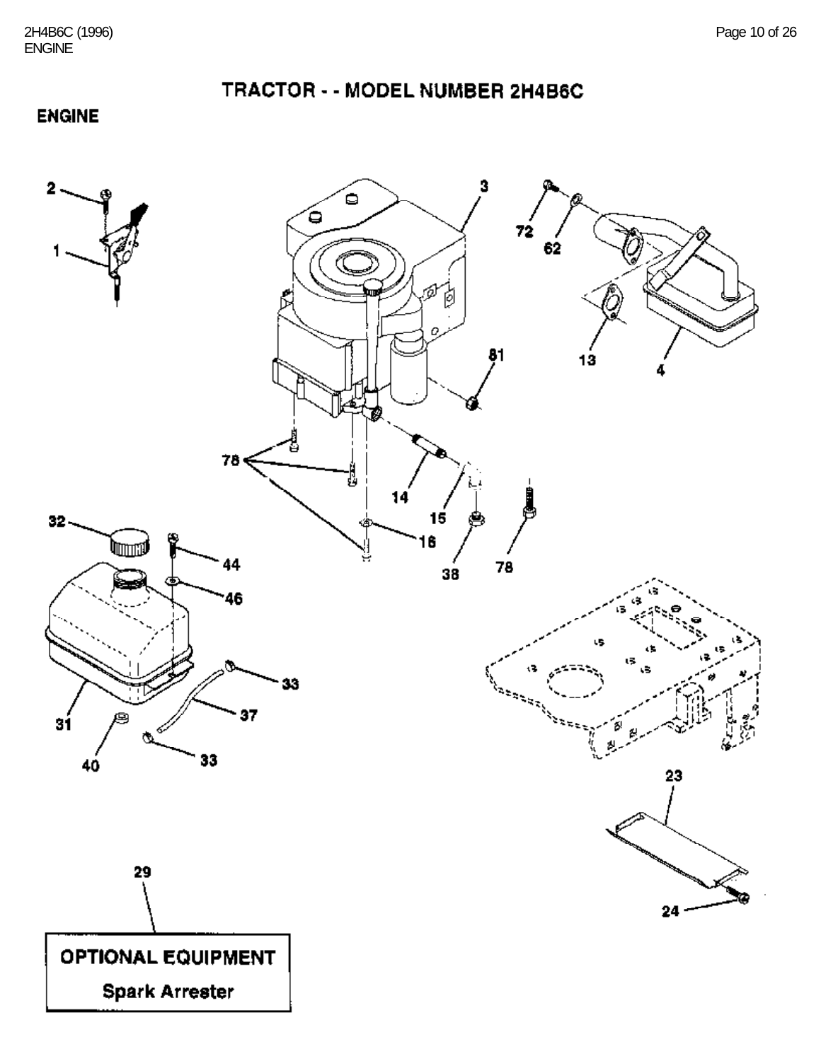# TRACTOR - - MODEL NUMBER 2H4B6C

## ENGINE

2
1
3
72
62
13
4
81
78
14
15
16
38
78
32
44
46
31
33
37
40
33
23
24
29

**OPTIONAL EQUIPMENT**

**Spark Arrester**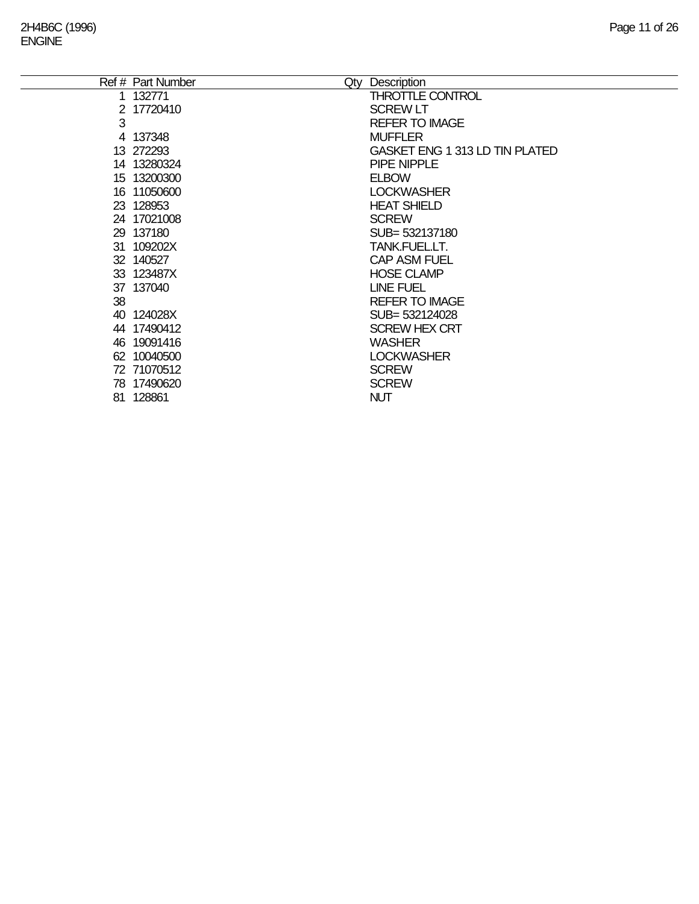| Ref # | Part Number | Qty | Description |
|---|---|---|---|
| 1 | 132771 | | THROTTLE CONTROL |
| 2 | 17720410 | | SCREW LT |
| 3 | | | REFER TO IMAGE |
| 4 | 137348 | | MUFFLER |
| 13 | 272293 | | GASKET ENG 1 313 LD TIN PLATED |
| 14 | 13280324 | | PIPE NIPPLE |
| 15 | 13200300 | | ELBOW |
| 16 | 11050600 | | LOCKWASHER |
| 23 | 128953 | | HEAT SHIELD |
| 24 | 17021008 | | SCREW |
| 29 | 137180 | | SUB= 532137180 |
| 31 | 109202X | | TANK.FUEL.LT. |
| 32 | 140527 | | CAP ASM FUEL |
| 33 | 123487X | | HOSE CLAMP |
| 37 | 137040 | | LINE FUEL |
| 38 | | | REFER TO IMAGE |
| 40 | 124028X | | SUB= 532124028 |
| 44 | 17490412 | | SCREW HEX CRT |
| 46 | 19091416 | | WASHER |
| 62 | 10040500 | | LOCKWASHER |
| 72 | 71070512 | | SCREW |
| 78 | 17490620 | | SCREW |
| 81 | 128861 | | NUT |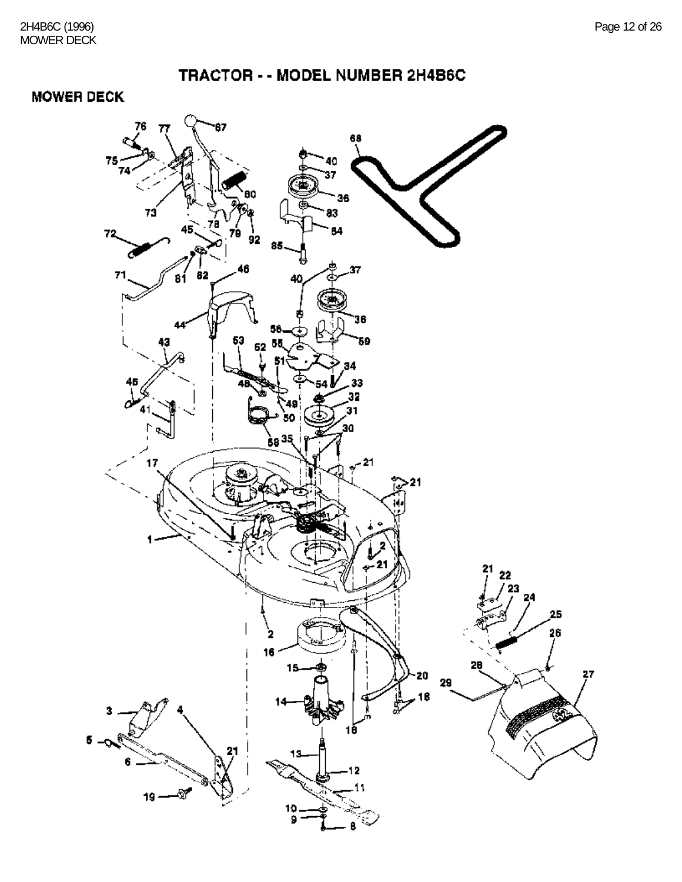# TRACTOR - - MODEL NUMBER 2H4B6C

## MOWER DECK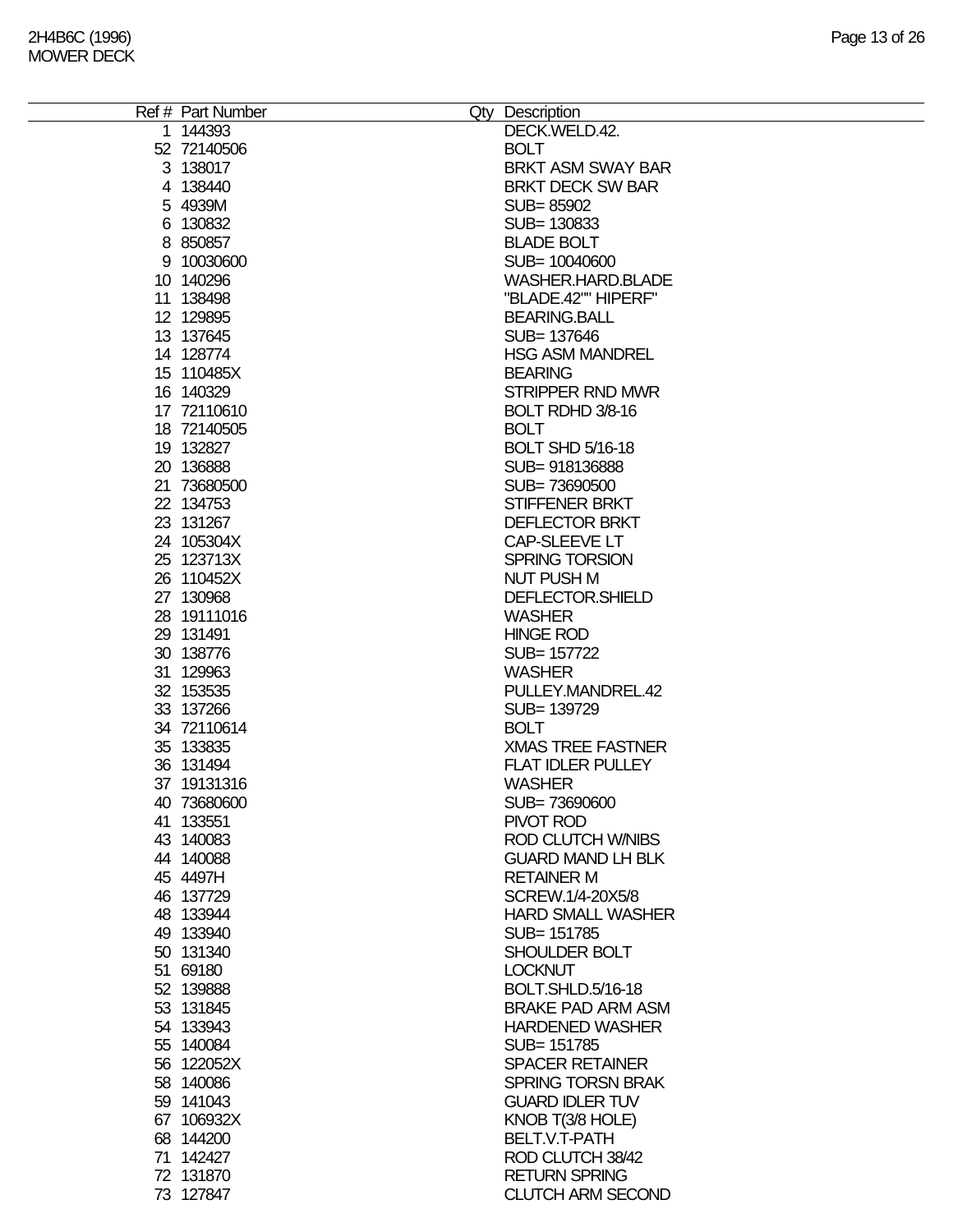2H4B6C (1996)
MOWER DECK

| Ref # | Part Number | Qty | Description |
|---|---|---|---|
| 1 | 144393 | | DECK.WELD.42. |
| 52 | 72140506 | | BOLT |
| 3 | 138017 | | BRKT ASM SWAY BAR |
| 4 | 138440 | | BRKT DECK SW BAR |
| 5 | 4939M | | SUB= 85902 |
| 6 | 130832 | | SUB= 130833 |
| 8 | 850857 | | BLADE BOLT |
| 9 | 10030600 | | SUB= 10040600 |
| 10 | 140296 | | WASHER.HARD.BLADE |
| 11 | 138498 | | "BLADE.42"" HIPERF" |
| 12 | 129895 | | BEARING.BALL |
| 13 | 137645 | | SUB= 137646 |
| 14 | 128774 | | HSG ASM MANDREL |
| 15 | 110485X | | BEARING |
| 16 | 140329 | | STRIPPER RND MWR |
| 17 | 72110610 | | BOLT RDHD 3/8-16 |
| 18 | 72140505 | | BOLT |
| 19 | 132827 | | BOLT SHD 5/16-18 |
| 20 | 136888 | | SUB= 918136888 |
| 21 | 73680500 | | SUB= 73690500 |
| 22 | 134753 | | STIFFENER BRKT |
| 23 | 131267 | | DEFLECTOR BRKT |
| 24 | 105304X | | CAP-SLEEVE LT |
| 25 | 123713X | | SPRING TORSION |
| 26 | 110452X | | NUT PUSH M |
| 27 | 130968 | | DEFLECTOR.SHIELD |
| 28 | 19111016 | | WASHER |
| 29 | 131491 | | HINGE ROD |
| 30 | 138776 | | SUB= 157722 |
| 31 | 129963 | | WASHER |
| 32 | 153535 | | PULLEY.MANDREL.42 |
| 33 | 137266 | | SUB= 139729 |
| 34 | 72110614 | | BOLT |
| 35 | 133835 | | XMAS TREE FASTNER |
| 36 | 131494 | | FLAT IDLER PULLEY |
| 37 | 19131316 | | WASHER |
| 40 | 73680600 | | SUB= 73690600 |
| 41 | 133551 | | PIVOT ROD |
| 43 | 140083 | | ROD CLUTCH W/NIBS |
| 44 | 140088 | | GUARD MAND LH BLK |
| 45 | 4497H | | RETAINER M |
| 46 | 137729 | | SCREW.1/4-20X5/8 |
| 48 | 133944 | | HARD SMALL WASHER |
| 49 | 133940 | | SUB= 151785 |
| 50 | 131340 | | SHOULDER BOLT |
| 51 | 69180 | | LOCKNUT |
| 52 | 139888 | | BOLT.SHLD.5/16-18 |
| 53 | 131845 | | BRAKE PAD ARM ASM |
| 54 | 133943 | | HARDENED WASHER |
| 55 | 140084 | | SUB= 151785 |
| 56 | 122052X | | SPACER RETAINER |
| 58 | 140086 | | SPRING TORSN BRAK |
| 59 | 141043 | | GUARD IDLER TUV |
| 67 | 106932X | | KNOB T(3/8 HOLE) |
| 68 | 144200 | | BELT.V.T-PATH |
| 71 | 142427 | | ROD CLUTCH 38/42 |
| 72 | 131870 | | RETURN SPRING |
| 73 | 127847 | | CLUTCH ARM SECOND |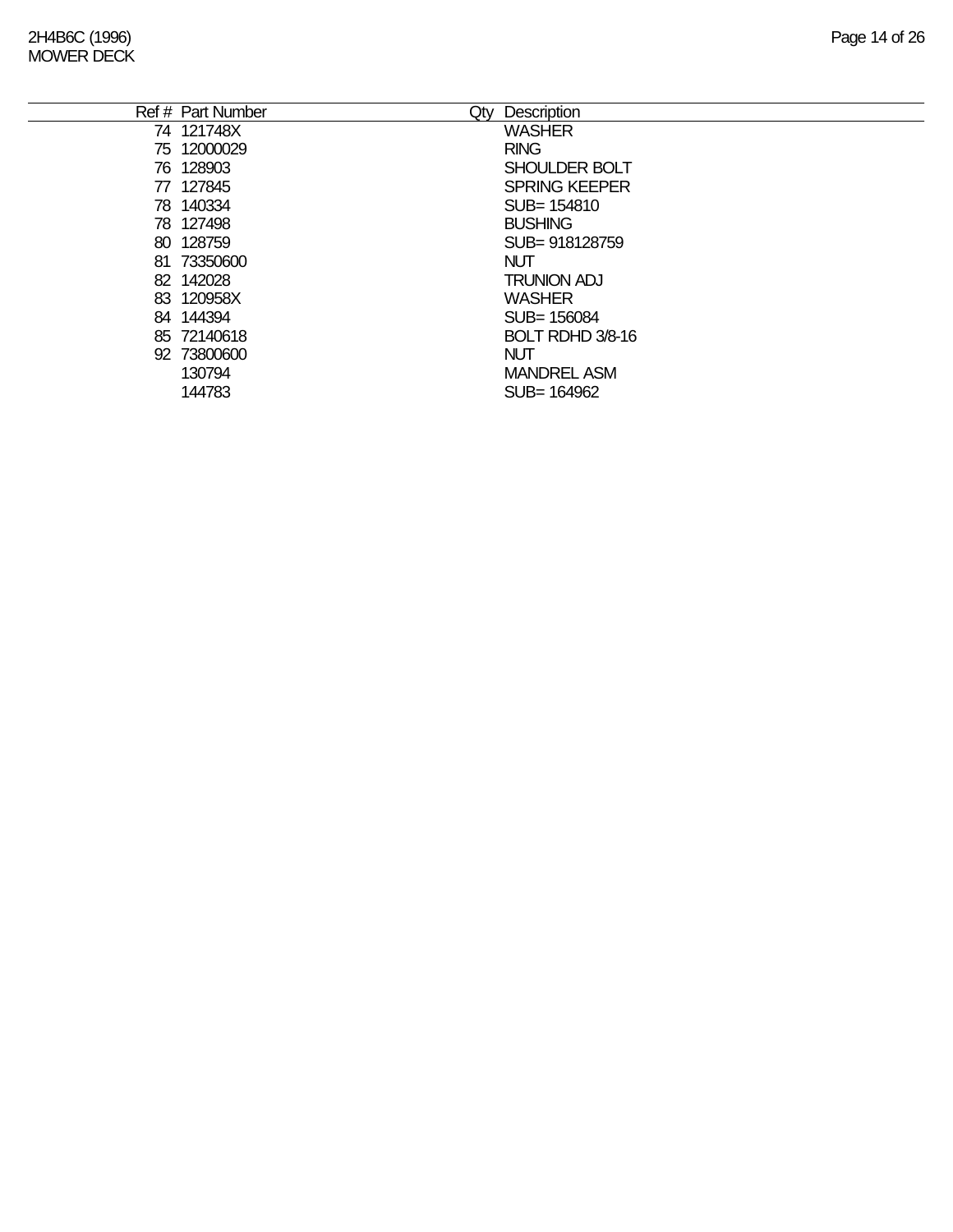| Ref # | Part Number | Qty | Description |
|---|---|---|---|
| 74 | 121748X | | WASHER |
| 75 | 12000029 | | RING |
| 76 | 128903 | | SHOULDER BOLT |
| 77 | 127845 | | SPRING KEEPER |
| 78 | 140334 | | SUB= 154810 |
| 78 | 127498 | | BUSHING |
| 80 | 128759 | | SUB= 918128759 |
| 81 | 73350600 | | NUT |
| 82 | 142028 | | TRUNION ADJ |
| 83 | 120958X | | WASHER |
| 84 | 144394 | | SUB= 156084 |
| 85 | 72140618 | | BOLT RDHD 3/8-16 |
| 92 | 73800600 | | NUT |
| | 130794 | | MANDREL ASM |
| | 144783 | | SUB= 164962 |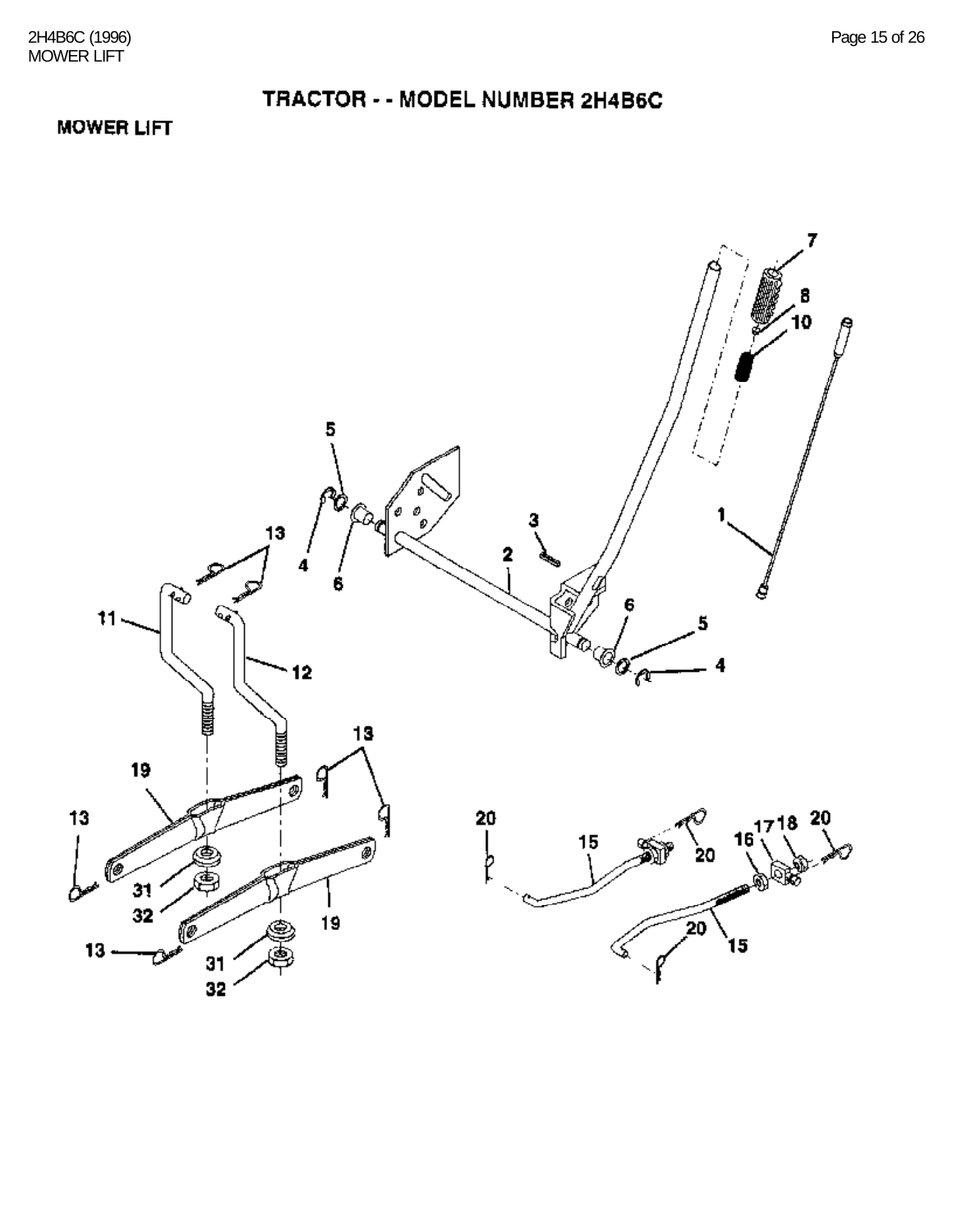# TRACTOR - - MODEL NUMBER 2H4B6C

## MOWER LIFT

7
8
10
5
1
3
2
13
4
6
6
11
5
4
12
13
19
13
20
15
20
16 17 18 20
31
32
19
13
20
31
15
32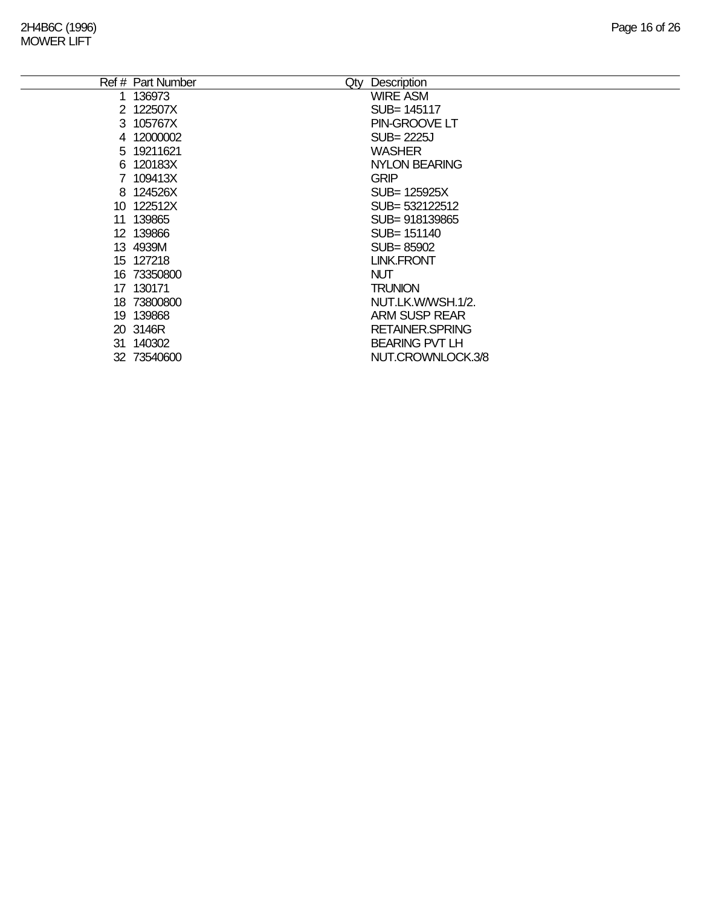2H4B6C (1996)
MOWER LIFT

| Ref # | Part Number | Qty | Description |
|---|---|---|---|
| 1 | 136973 | | WIRE ASM |
| 2 | 122507X | | SUB= 145117 |
| 3 | 105767X | | PIN-GROOVE LT |
| 4 | 12000002 | | SUB= 2225J |
| 5 | 19211621 | | WASHER |
| 6 | 120183X | | NYLON BEARING |
| 7 | 109413X | | GRIP |
| 8 | 124526X | | SUB= 125925X |
| 10 | 122512X | | SUB= 532122512 |
| 11 | 139865 | | SUB= 918139865 |
| 12 | 139866 | | SUB= 151140 |
| 13 | 4939M | | SUB= 85902 |
| 15 | 127218 | | LINK.FRONT |
| 16 | 73350800 | | NUT |
| 17 | 130171 | | TRUNION |
| 18 | 73800800 | | NUT.LK.W/WSH.1/2. |
| 19 | 139868 | | ARM SUSP REAR |
| 20 | 3146R | | RETAINER.SPRING |
| 31 | 140302 | | BEARING PVT LH |
| 32 | 73540600 | | NUT.CROWNLOCK.3/8 |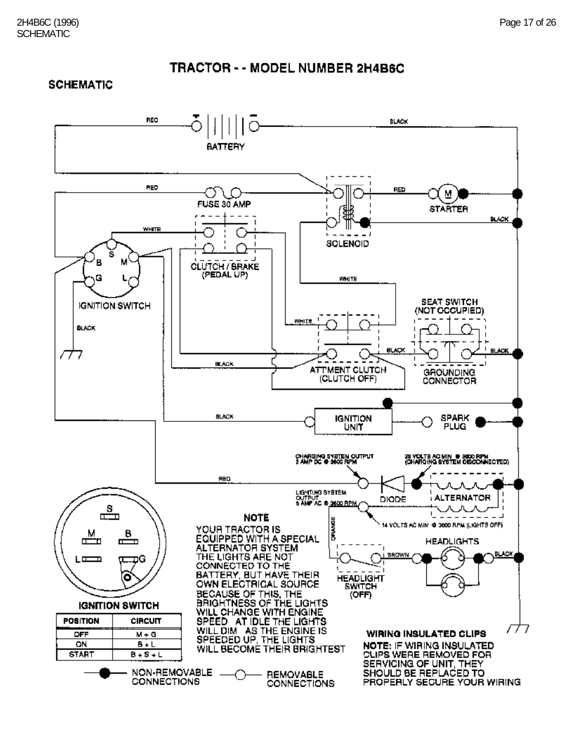# TRACTOR - - MODEL NUMBER 2H4B6C

## SCHEMATIC

RED

BATTERY

BLACK

RED

FUSE 30 AMP

RED

STARTER

BLACK

WHITE

SOLENOID

CLUTCH / BRAKE (PEDAL UP)

WHITE

IGNITION SWITCH

SEAT SWITCH (NOT OCCUPIED)

BLACK

WHITE

BLACK

BLACK

BLACK

ATT'MENT CLUTCH (CLUTCH OFF)

GROUNDING CONNECTOR

BLACK

IGNITION UNIT

SPARK PLUG

CHARGING SYSTEM OUTPUT 3 AMP DC @ 3600 RPM

28 VOLTS AC MIN @ 3600 RPM (CHARGING SYSTEM DISCONNECTED)

RED

LIGHTING SYSTEM OUTPUT 5 AMP AC @ 3600 RPM

DIODE

ALTERNATOR

14 VOLTS AC MIN @ 3600 RPM (LIGHTS OFF)

ORANGE

HEADLIGHTS

BROWN

BLACK

HEADLIGHT SWITCH (OFF)

**NOTE**

YOUR TRACTOR IS EQUIPPED WITH A SPECIAL ALTERNATOR SYSTEM. THE LIGHTS ARE NOT CONNECTED TO THE BATTERY, BUT HAVE THEIR OWN ELECTRICAL SOURCE. BECAUSE OF THIS, THE BRIGHTNESS OF THE LIGHTS WILL CHANGE WITH ENGINE SPEED. AT IDLE THE LIGHTS WILL DIM. AS THE ENGINE IS SPEEDED UP, THE LIGHTS WILL BECOME THEIR BRIGHTEST.

**IGNITION SWITCH**

| POSITION | CIRCUIT |
|---|---|
| OFF | M + G |
| ON | B + L |
| START | B + S + L |

NON-REMOVABLE CONNECTIONS

REMOVABLE CONNECTIONS

**WIRING INSULATED CLIPS**

**NOTE:** IF WIRING INSULATED CLIPS WERE REMOVED FOR SERVICING OF UNIT, THEY SHOULD BE REPLACED TO PROPERLY SECURE YOUR WIRING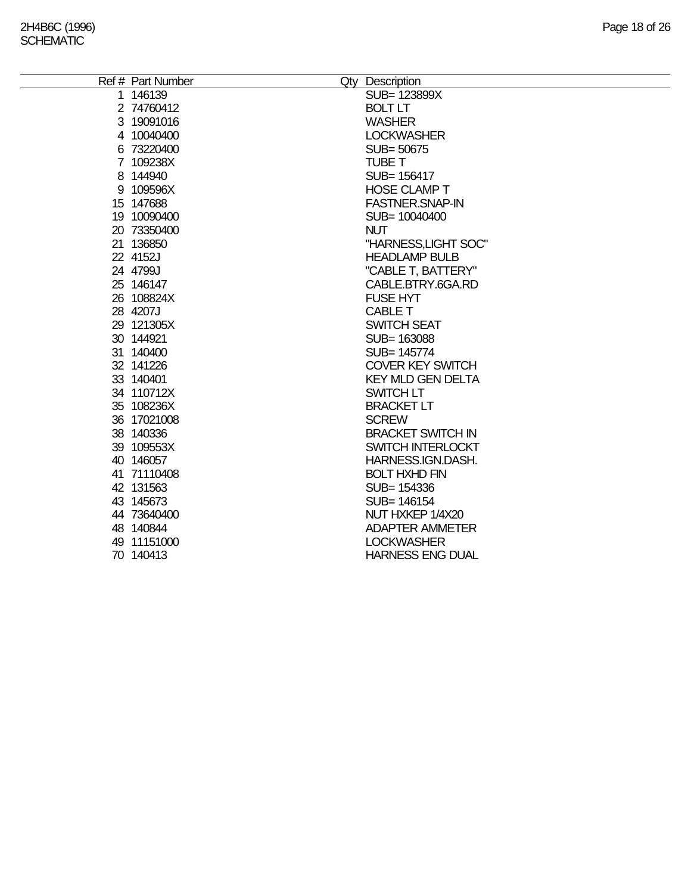| Ref # | Part Number | Qty | Description |
|---|---|---|---|
| 1 | 146139 | | SUB= 123899X |
| 2 | 74760412 | | BOLT LT |
| 3 | 19091016 | | WASHER |
| 4 | 10040400 | | LOCKWASHER |
| 6 | 73220400 | | SUB= 50675 |
| 7 | 109238X | | TUBE T |
| 8 | 144940 | | SUB= 156417 |
| 9 | 109596X | | HOSE CLAMP T |
| 15 | 147688 | | FASTNER.SNAP-IN |
| 19 | 10090400 | | SUB= 10040400 |
| 20 | 73350400 | | NUT |
| 21 | 136850 | | "HARNESS,LIGHT SOC" |
| 22 | 4152J | | HEADLAMP BULB |
| 24 | 4799J | | "CABLE T, BATTERY" |
| 25 | 146147 | | CABLE.BTRY.6GA.RD |
| 26 | 108824X | | FUSE HYT |
| 28 | 4207J | | CABLE T |
| 29 | 121305X | | SWITCH SEAT |
| 30 | 144921 | | SUB= 163088 |
| 31 | 140400 | | SUB= 145774 |
| 32 | 141226 | | COVER KEY SWITCH |
| 33 | 140401 | | KEY MLD GEN DELTA |
| 34 | 110712X | | SWITCH LT |
| 35 | 108236X | | BRACKET LT |
| 36 | 17021008 | | SCREW |
| 38 | 140336 | | BRACKET SWITCH IN |
| 39 | 109553X | | SWITCH INTERLOCKT |
| 40 | 146057 | | HARNESS.IGN.DASH. |
| 41 | 71110408 | | BOLT HXHD FIN |
| 42 | 131563 | | SUB= 154336 |
| 43 | 145673 | | SUB= 146154 |
| 44 | 73640400 | | NUT HXKEP 1/4X20 |
| 48 | 140844 | | ADAPTER AMMETER |
| 49 | 11151000 | | LOCKWASHER |
| 70 | 140413 | | HARNESS ENG DUAL |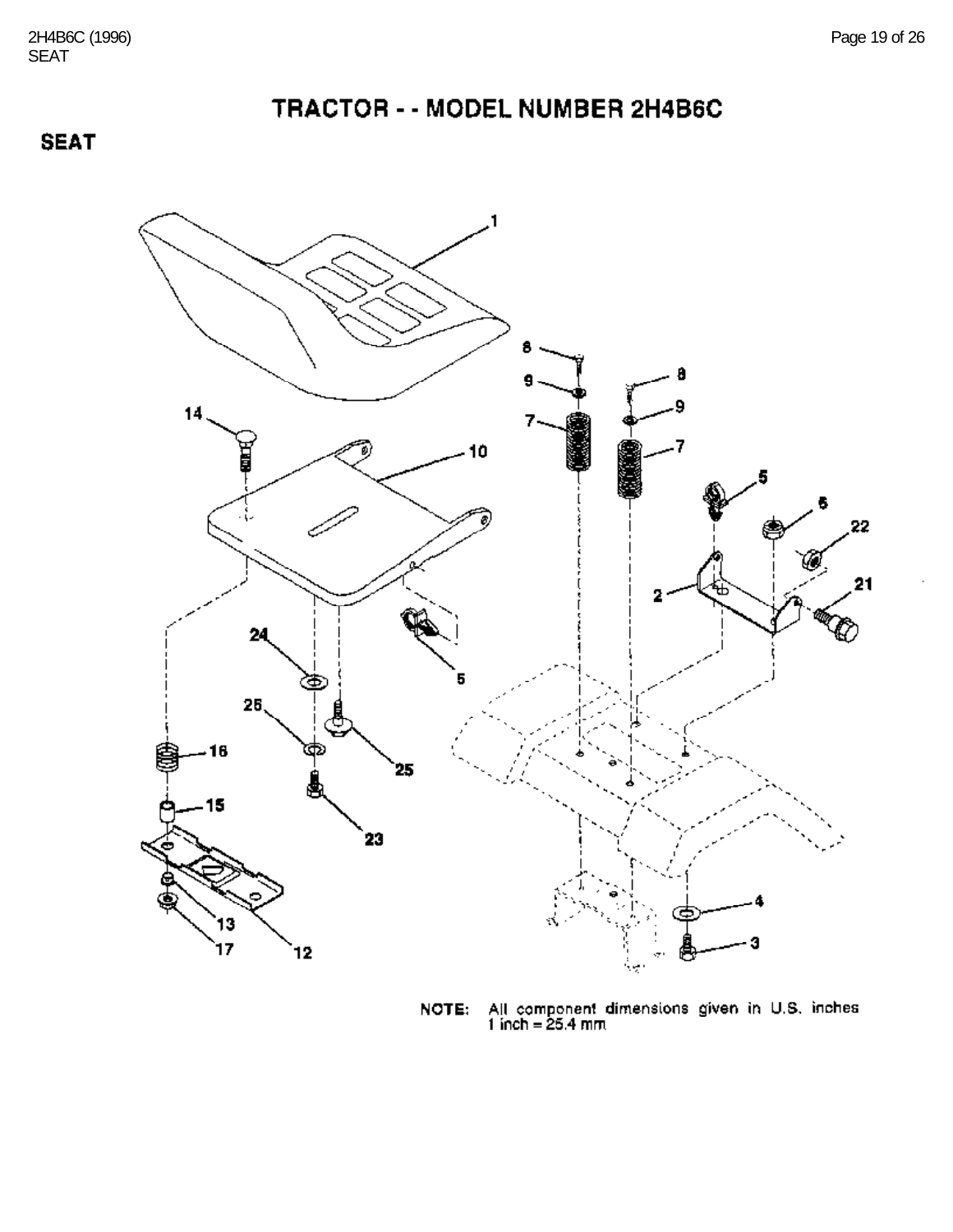# TRACTOR - - MODEL NUMBER 2H4B6C

## SEAT

NOTE: All component dimensions given in U.S. inches
1 inch = 25.4 mm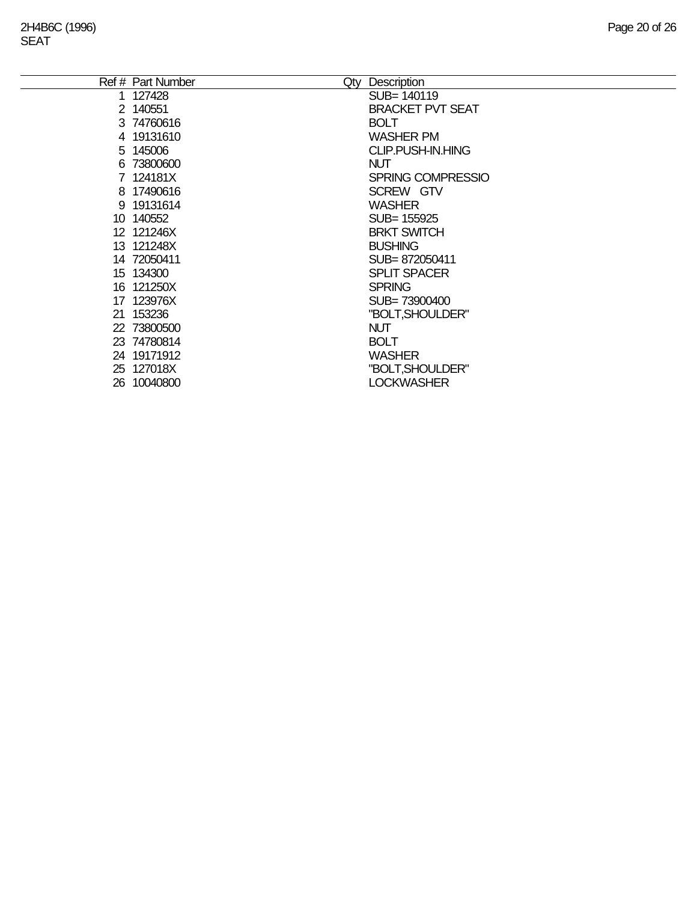2H4B6C (1996)
SEAT

| Ref # | Part Number | Qty | Description |
|---|---|---|---|
| 1 | 127428 | | SUB= 140119 |
| 2 | 140551 | | BRACKET PVT SEAT |
| 3 | 74760616 | | BOLT |
| 4 | 19131610 | | WASHER PM |
| 5 | 145006 | | CLIP.PUSH-IN.HING |
| 6 | 73800600 | | NUT |
| 7 | 124181X | | SPRING COMPRESSIO |
| 8 | 17490616 | | SCREW GTV |
| 9 | 19131614 | | WASHER |
| 10 | 140552 | | SUB= 155925 |
| 12 | 121246X | | BRKT SWITCH |
| 13 | 121248X | | BUSHING |
| 14 | 72050411 | | SUB= 872050411 |
| 15 | 134300 | | SPLIT SPACER |
| 16 | 121250X | | SPRING |
| 17 | 123976X | | SUB= 73900400 |
| 21 | 153236 | | "BOLT,SHOULDER" |
| 22 | 73800500 | | NUT |
| 23 | 74780814 | | BOLT |
| 24 | 19171912 | | WASHER |
| 25 | 127018X | | "BOLT,SHOULDER" |
| 26 | 10040800 | | LOCKWASHER |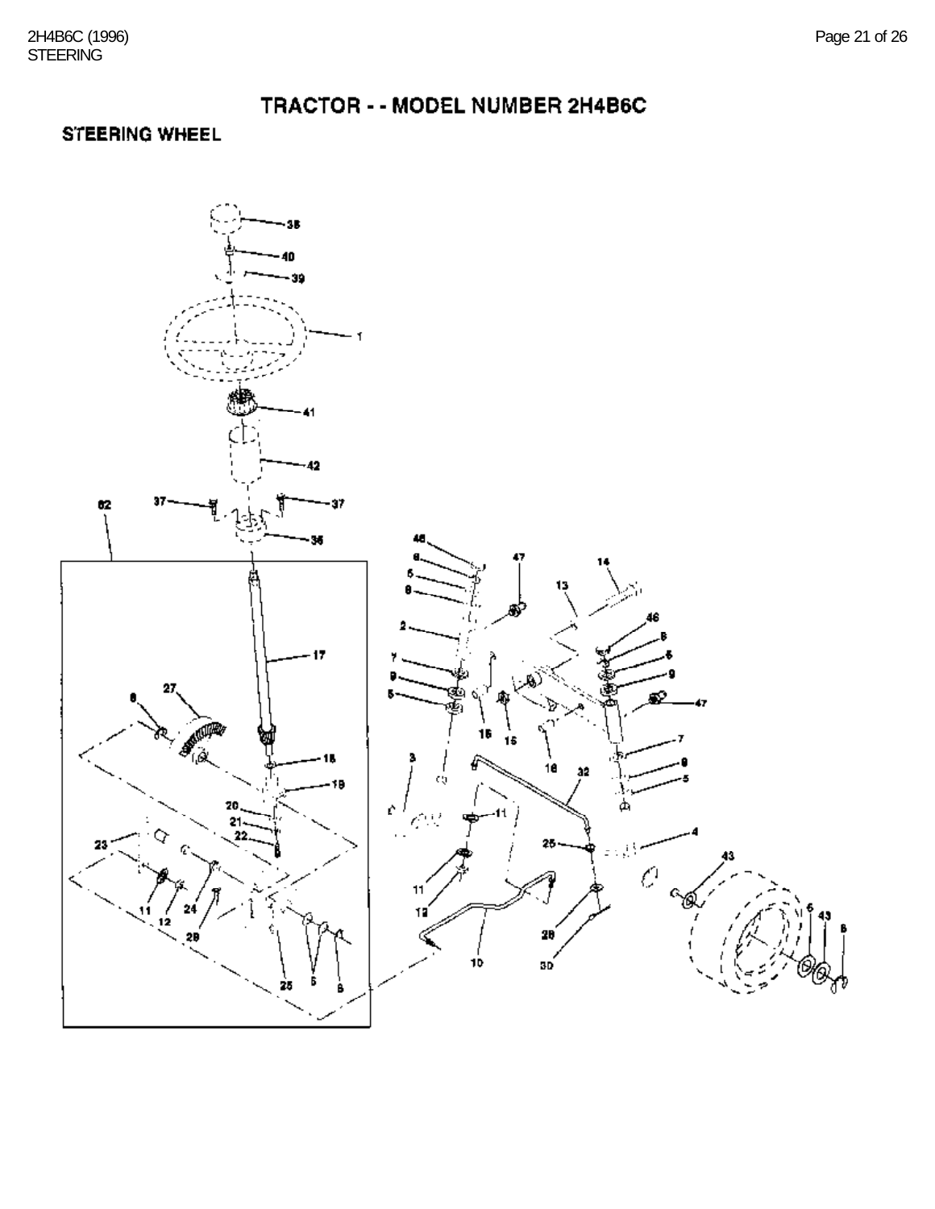# TRACTOR - - MODEL NUMBER 2H4B6C

## STEERING WHEEL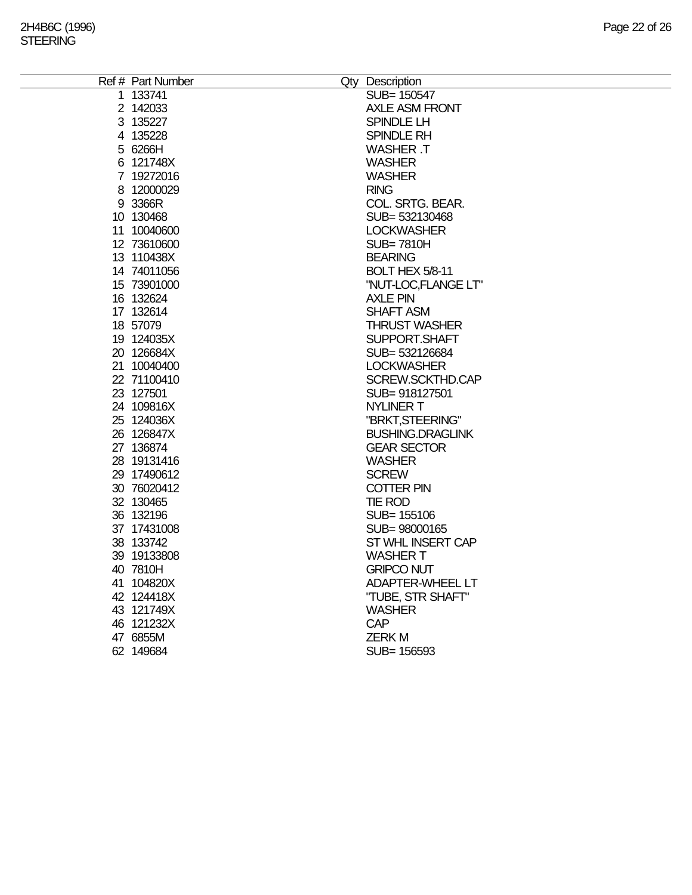2H4B6C (1996)
STEERING

| Ref # | Part Number | Qty | Description |
|---|---|---|---|
| 1 | 133741 | | SUB= 150547 |
| 2 | 142033 | | AXLE ASM FRONT |
| 3 | 135227 | | SPINDLE LH |
| 4 | 135228 | | SPINDLE RH |
| 5 | 6266H | | WASHER .T |
| 6 | 121748X | | WASHER |
| 7 | 19272016 | | WASHER |
| 8 | 12000029 | | RING |
| 9 | 3366R | | COL. SRTG. BEAR. |
| 10 | 130468 | | SUB= 532130468 |
| 11 | 10040600 | | LOCKWASHER |
| 12 | 73610600 | | SUB= 7810H |
| 13 | 110438X | | BEARING |
| 14 | 74011056 | | BOLT HEX 5/8-11 |
| 15 | 73901000 | | "NUT-LOC,FLANGE LT" |
| 16 | 132624 | | AXLE PIN |
| 17 | 132614 | | SHAFT ASM |
| 18 | 57079 | | THRUST WASHER |
| 19 | 124035X | | SUPPORT.SHAFT |
| 20 | 126684X | | SUB= 532126684 |
| 21 | 10040400 | | LOCKWASHER |
| 22 | 71100410 | | SCREW.SCKTHD.CAP |
| 23 | 127501 | | SUB= 918127501 |
| 24 | 109816X | | NYLINER T |
| 25 | 124036X | | "BRKT,STEERING" |
| 26 | 126847X | | BUSHING.DRAGLINK |
| 27 | 136874 | | GEAR SECTOR |
| 28 | 19131416 | | WASHER |
| 29 | 17490612 | | SCREW |
| 30 | 76020412 | | COTTER PIN |
| 32 | 130465 | | TIE ROD |
| 36 | 132196 | | SUB= 155106 |
| 37 | 17431008 | | SUB= 98000165 |
| 38 | 133742 | | ST WHL INSERT CAP |
| 39 | 19133808 | | WASHER T |
| 40 | 7810H | | GRIPCO NUT |
| 41 | 104820X | | ADAPTER-WHEEL LT |
| 42 | 124418X | | "TUBE, STR SHAFT" |
| 43 | 121749X | | WASHER |
| 46 | 121232X | | CAP |
| 47 | 6855M | | ZERK M |
| 62 | 149684 | | SUB= 156593 |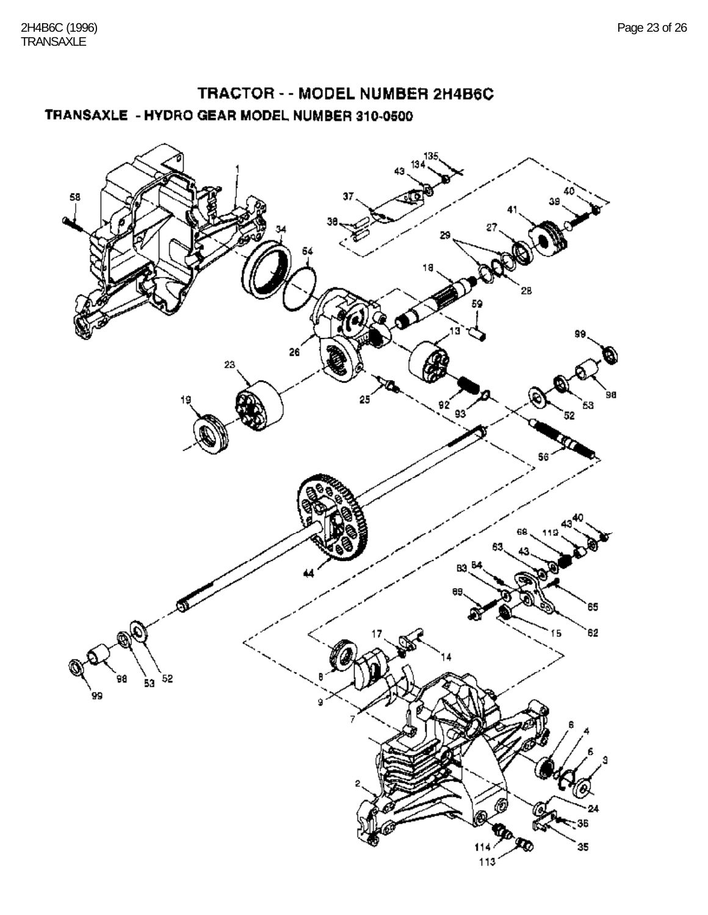# TRACTOR - - MODEL NUMBER 2H4B6C

## TRANSAXLE - HYDRO GEAR MODEL NUMBER 310-0500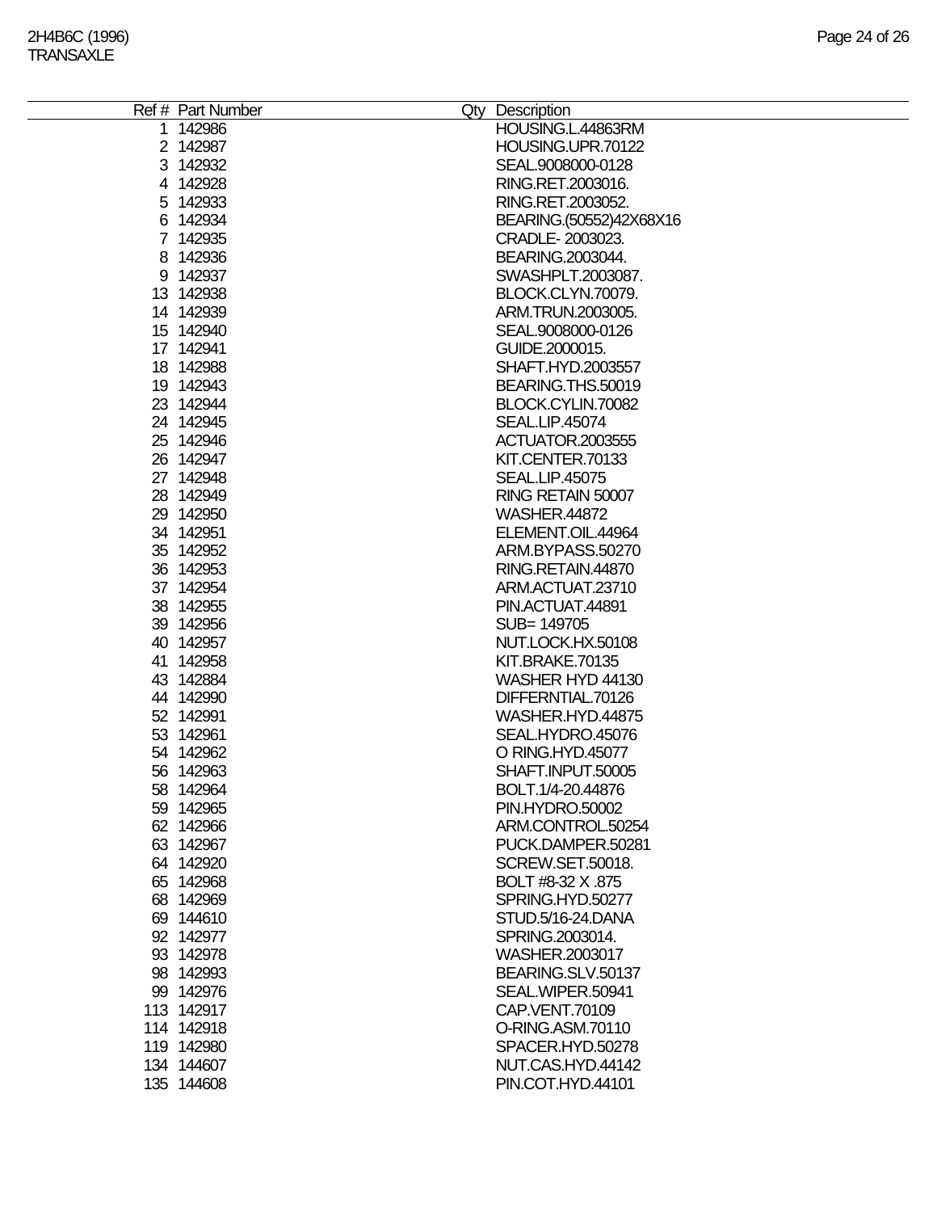| Ref # | Part Number | Qty | Description |
|---|---|---|---|
| 1 | 142986 | | HOUSING.L.44863RM |
| 2 | 142987 | | HOUSING.UPR.70122 |
| 3 | 142932 | | SEAL.9008000-0128 |
| 4 | 142928 | | RING.RET.2003016. |
| 5 | 142933 | | RING.RET.2003052. |
| 6 | 142934 | | BEARING.(50552)42X68X16 |
| 7 | 142935 | | CRADLE- 2003023. |
| 8 | 142936 | | BEARING.2003044. |
| 9 | 142937 | | SWASHPLT.2003087. |
| 13 | 142938 | | BLOCK.CLYN.70079. |
| 14 | 142939 | | ARM.TRUN.2003005. |
| 15 | 142940 | | SEAL.9008000-0126 |
| 17 | 142941 | | GUIDE.2000015. |
| 18 | 142988 | | SHAFT.HYD.2003557 |
| 19 | 142943 | | BEARING.THS.50019 |
| 23 | 142944 | | BLOCK.CYLIN.70082 |
| 24 | 142945 | | SEAL.LIP.45074 |
| 25 | 142946 | | ACTUATOR.2003555 |
| 26 | 142947 | | KIT.CENTER.70133 |
| 27 | 142948 | | SEAL.LIP.45075 |
| 28 | 142949 | | RING RETAIN 50007 |
| 29 | 142950 | | WASHER.44872 |
| 34 | 142951 | | ELEMENT.OIL.44964 |
| 35 | 142952 | | ARM.BYPASS.50270 |
| 36 | 142953 | | RING.RETAIN.44870 |
| 37 | 142954 | | ARM.ACTUAT.23710 |
| 38 | 142955 | | PIN.ACTUAT.44891 |
| 39 | 142956 | | SUB= 149705 |
| 40 | 142957 | | NUT.LOCK.HX.50108 |
| 41 | 142958 | | KIT.BRAKE.70135 |
| 43 | 142884 | | WASHER HYD 44130 |
| 44 | 142990 | | DIFFERNTIAL.70126 |
| 52 | 142991 | | WASHER.HYD.44875 |
| 53 | 142961 | | SEAL.HYDRO.45076 |
| 54 | 142962 | | O RING.HYD.45077 |
| 56 | 142963 | | SHAFT.INPUT.50005 |
| 58 | 142964 | | BOLT.1/4-20.44876 |
| 59 | 142965 | | PIN.HYDRO.50002 |
| 62 | 142966 | | ARM.CONTROL.50254 |
| 63 | 142967 | | PUCK.DAMPER.50281 |
| 64 | 142920 | | SCREW.SET.50018. |
| 65 | 142968 | | BOLT #8-32 X .875 |
| 68 | 142969 | | SPRING.HYD.50277 |
| 69 | 144610 | | STUD.5/16-24.DANA |
| 92 | 142977 | | SPRING.2003014. |
| 93 | 142978 | | WASHER.2003017 |
| 98 | 142993 | | BEARING.SLV.50137 |
| 99 | 142976 | | SEAL.WIPER.50941 |
| 113 | 142917 | | CAP.VENT.70109 |
| 114 | 142918 | | O-RING.ASM.70110 |
| 119 | 142980 | | SPACER.HYD.50278 |
| 134 | 144607 | | NUT.CAS.HYD.44142 |
| 135 | 144608 | | PIN.COT.HYD.44101 |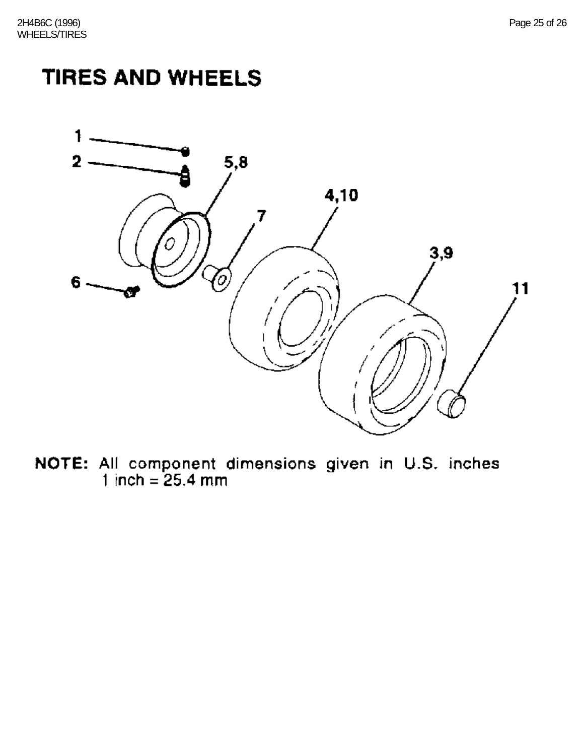# TIRES AND WHEELS

**NOTE:** All component dimensions given in U.S. inches
1 inch = 25.4 mm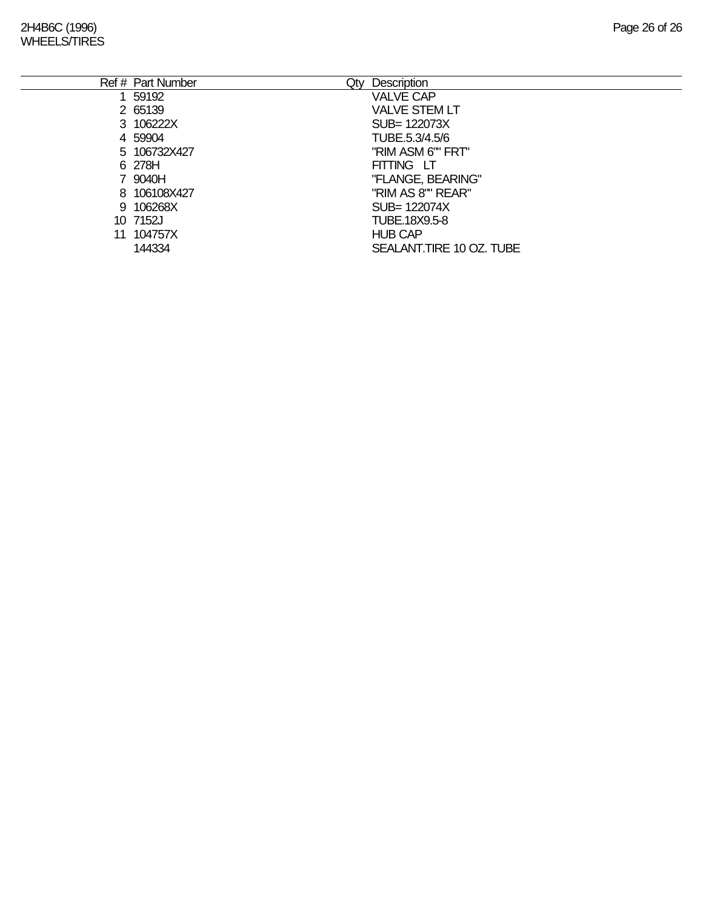| Ref # | Part Number | Qty | Description |
|---|---|---|---|
| 1 | 59192 | | VALVE CAP |
| 2 | 65139 | | VALVE STEM LT |
| 3 | 106222X | | SUB= 122073X |
| 4 | 59904 | | TUBE.5.3/4.5/6 |
| 5 | 106732X427 | | "RIM ASM 6"" FRT" |
| 6 | 278H | | FITTING LT |
| 7 | 9040H | | "FLANGE, BEARING" |
| 8 | 106108X427 | | "RIM AS 8"" REAR" |
| 9 | 106268X | | SUB= 122074X |
| 10 | 7152J | | TUBE.18X9.5-8 |
| 11 | 104757X | | HUB CAP |
| | 144334 | | SEALANT.TIRE 10 OZ. TUBE |